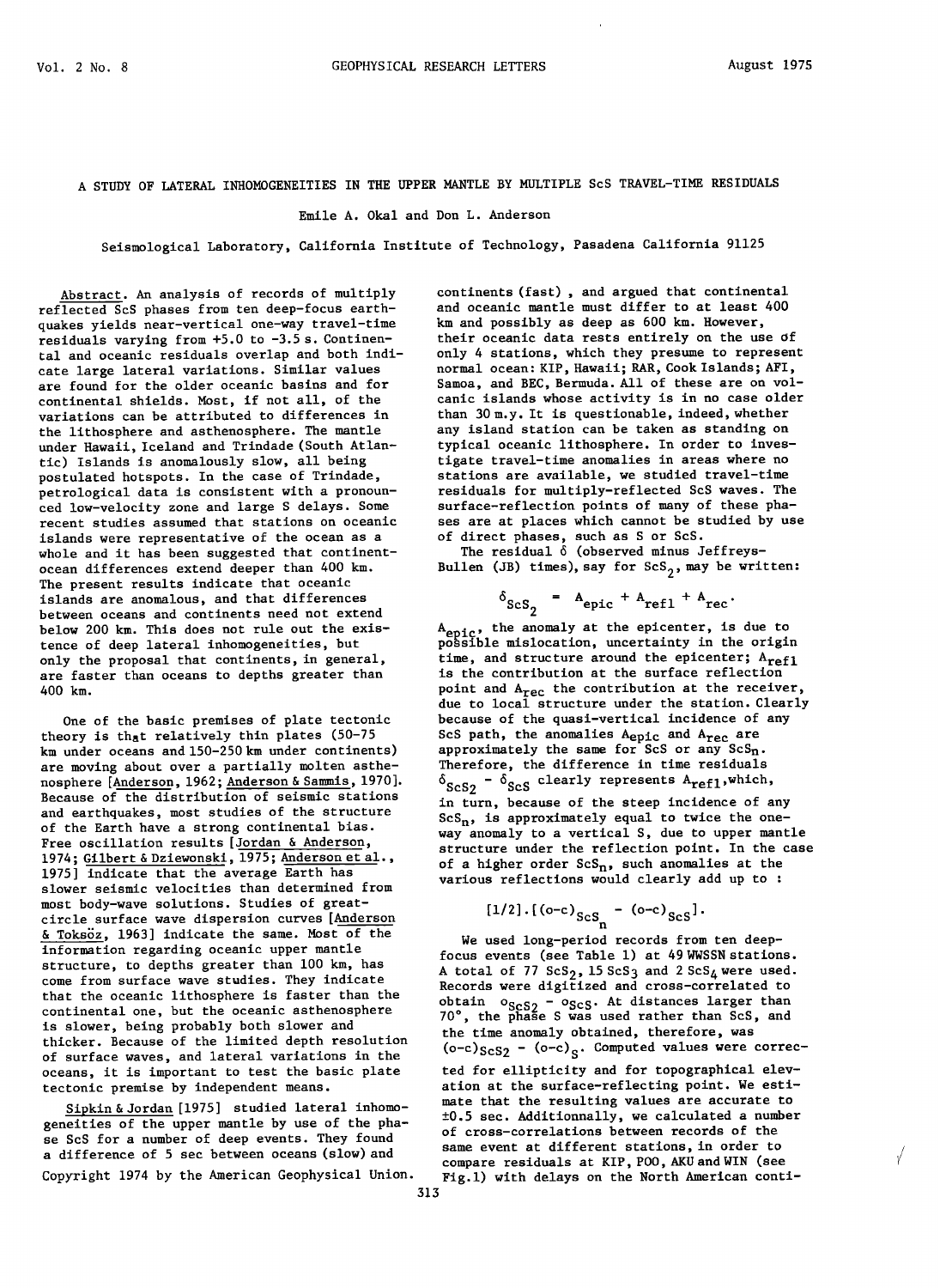# A STUDY OF LATERAL INHOMOGENEITIES IN THE UPPER MANTLE BY MULTIPLE ScS TRAVEL-TIME RESIDUALS

Emile A. Okal and Don L. Anderson

Seismological Laboratory, California Institute of Technology, Pasadena California 91125

Abstract. An analysis of records of multiply reflected ScS phases from ten deep-focus earthquakes yields near-vertical one-way travel-time residuals varying from +5.0 to -3.5 s. Continental and oceanic residuals overlap and both indicate large lateral variations. Similar values are found for the older oceanic basins and for continental shields. Most, if not all, of the variations can be attributed to differences in the lithosphere and asthenosphere. The mantle under Hawaii, Iceland and Trindade (South Atlantic) Islands is anomalously slow, all being postulated hotspots. In the case of Trindade, petrological data is consistent with a pronounced low-velocity zone and large S delays. Some recent studies assumed that stations on oceanic islands were representative of the ocean as a whole and it has been suggested that continent-ocean differences extend deeper than 400 km. The present results indicate that oceanic islands are anomalous, and that differences between oceans and continents need not extend below 200 km. This does not rule out the existence of deep lateral inhomogeneities, but only the proposal that continents, in general, are faster than oceans to depths greater than 400 km.

One of the basic premises of plate tectonic theory is that relatively thin plates (50-75 km under oceans and 150-250 km under continents) are moving about over a partially molten asthenosphere [Anderson, 1962; Anderson & Sammis, 1970]. Because of the distribution of seismic stations and earthquakes, most studies of the structure of the Earth have a strong continental bias. Free oscillation results [Jordan & Anderson, 1974; Gilbert & Dziewonski, 1975; Anderson et al., 1975] indicate that the average Earth has slower seismic velocities than determined from most body-wave solutions. Studies of great-circle surface wave dispersion curves [Anderson & Toksöz, 1963] indicate the same. Most of the information regarding oceanic upper mantle structure, to depths greater than 100 km, has come from surface wave studies. They indicate that the oceanic lithosphere is faster than the continental one, but the oceanic asthenosphere is slower, being probably both slower and thicker. Because of the limited depth resolution of surface waves, and lateral variations in the oceans, it is important to test the basic plate tectonic premise by independent means.

Sipkin & Jordan [1975] studied lateral inhomogeneities of the upper mantle by use of the phase ScS for a number of deep events. They found a difference of 5 sec between oceans (slow) and continents (fast), and argued that continental and oceanic mantle must differ to at least 400 km and possibly as deep as 600 km. However, their oceanic data rests entirely on the use of only 4 stations, which they presume to represent normal ocean: KIP, Hawaii; RAR, Cook Islands; AFI, Samoa, and BEC, Bermuda. All of these are on volcanic islands whose activity is in no case older than 30 m.y. It is questionable, indeed, whether any island station can be taken as standing on typical oceanic lithosphere. In order to investigate travel-time anomalies in areas where no stations are available, we studied travel-time residuals for multiply-reflected ScS waves. The surface-reflection points of many of these phases are at places which cannot be studied by use of direct phases, such as S or ScS.

The residual $\delta$ (observed minus Jeffreys-Bullen (JB) times), say for $ScS_2$, may be written:

$$\delta_{ScS_2} = A_{epic} + A_{refl} + A_{rec}.$$

$A_{epic}$, the anomaly at the epicenter, is due to possible mislocation, uncertainty in the origin time, and structure around the epicenter; $A_{refl}$ is the contribution at the surface reflection point and $A_{rec}$ the contribution at the receiver, due to local structure under the station. Clearly because of the quasi-vertical incidence of any ScS path, the anomalies $A_{epic}$ and $A_{rec}$ are approximately the same for ScS or any $ScS_n$. Therefore, the difference in time residuals $\delta_{ScS_2} - \delta_{ScS}$ clearly represents $A_{refl}$, which, in turn, because of the steep incidence of any $ScS_n$, is approximately equal to twice the one-way anomaly to a vertical S, due to upper mantle structure under the reflection point. In the case of a higher order $ScS_n$, such anomalies at the various reflections would clearly add up to :

$$[1/2].[(o-c)_{ScS_n} - (o-c)_{ScS}].$$

We used long-period records from ten deep-focus events (see Table 1) at 49 WWSSN stations. A total of 77 $ScS_2$, 15 $ScS_3$ and 2 $ScS_4$ were used. Records were digitized and cross-correlated to obtain $o_{ScS_2} - o_{ScS}$. At distances larger than 70°, the phase S was used rather than ScS, and the time anomaly obtained, therefore, was $(o-c)_{ScS_2} - (o-c)_S$. Computed values were corrected for ellipticity and for topographical elevation at the surface-reflecting point. We estimate that the resulting values are accurate to ±0.5 sec. Additionnally, we calculated a number of cross-correlations between records of the same event at different stations, in order to compare residuals at KIP, POO, AKU and WIN (see Fig.1) with delays on the North American conti-

Copyright 1974 by the American Geophysical Union.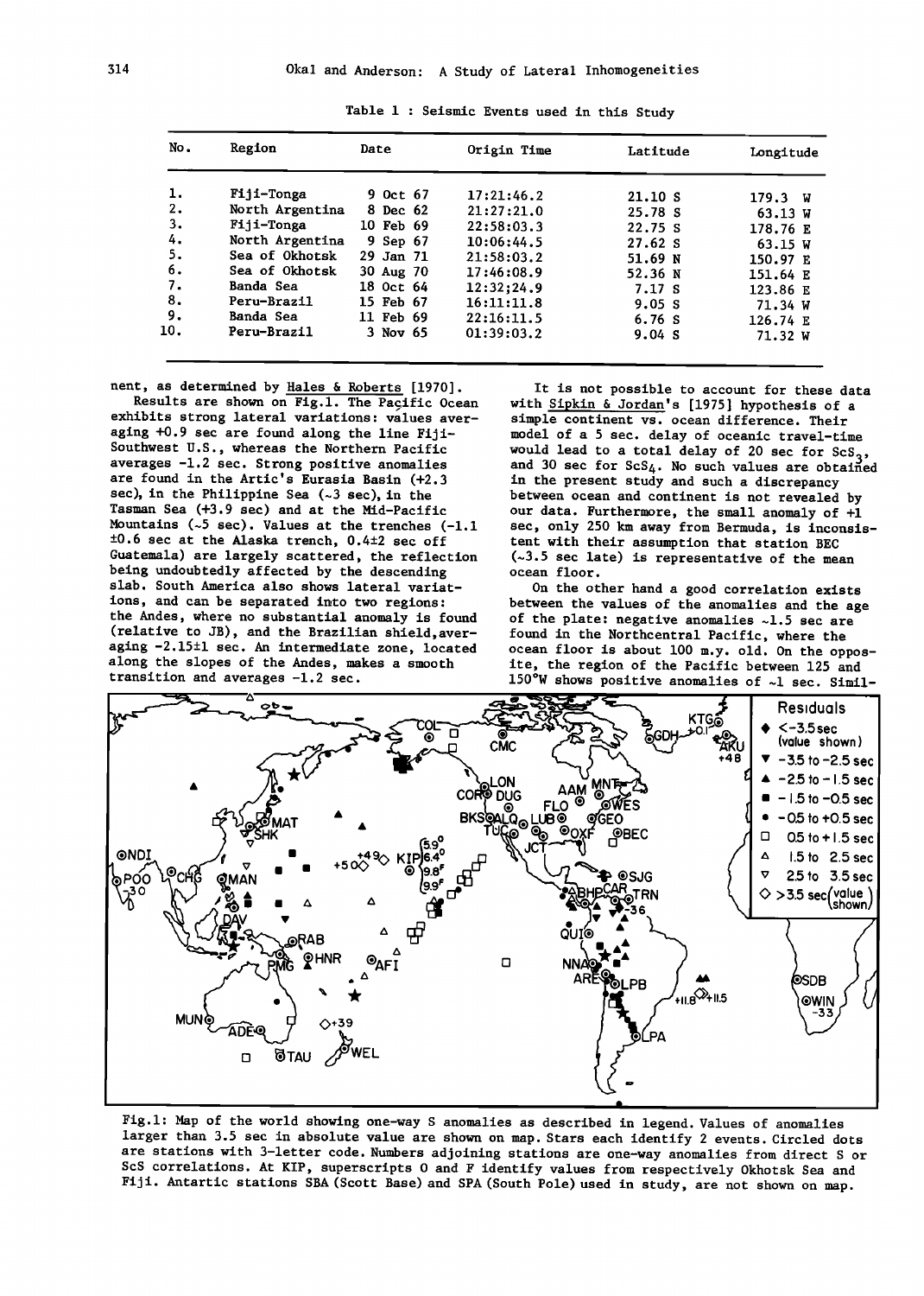Table 1 : Seismic Events used in this Study

| No. | Region | Date | Origin Time | Latitude | Longitude |
|---|---|---|---|---|---|
| 1. | Fiji-Tonga | 9 Oct 67 | 17:21:46.2 | 21.10 S | 179.3 W |
| 2. | North Argentina | 8 Dec 62 | 21:27:21.0 | 25.78 S | 63.13 W |
| 3. | Fiji-Tonga | 10 Feb 69 | 22:58:03.3 | 22.75 S | 178.76 E |
| 4. | North Argentina | 9 Sep 67 | 10:06:44.5 | 27.62 S | 63.15 W |
| 5. | Sea of Okhotsk | 29 Jan 71 | 21:58:03.2 | 51.69 N | 150.97 E |
| 6. | Sea of Okhotsk | 30 Aug 70 | 17:46:08.9 | 52.36 N | 151.64 E |
| 7. | Banda Sea | 18 Oct 64 | 12:32;24.9 | 7.17 S | 123.86 E |
| 8. | Peru-Brazil | 15 Feb 67 | 16:11:11.8 | 9.05 S | 71.34 W |
| 9. | Banda Sea | 11 Feb 69 | 22:16:11.5 | 6.76 S | 126.74 E |
| 10. | Peru-Brazil | 3 Nov 65 | 01:39:03.2 | 9.04 S | 71.32 W |

nent, as determined by Hales & Roberts [1970].

Results are shown on Fig.1. The Pacific Ocean exhibits strong lateral variations: values averaging +0.9 sec are found along the line Fiji-Southwest U.S., whereas the Northern Pacific averages -1.2 sec. Strong positive anomalies are found in the Artic's Eurasia Basin (+2.3 sec), in the Philippine Sea (~3 sec), in the Tasman Sea (+3.9 sec) and at the Mid-Pacific Mountains (~5 sec). Values at the trenches (-1.1 ±0.6 sec at the Alaska trench, 0.4±2 sec off Guatemala) are largely scattered, the reflection being undoubtedly affected by the descending slab. South America also shows lateral variations, and can be separated into two regions: the Andes, where no substantial anomaly is found (relative to JB), and the Brazilian shield, averaging -2.15±1 sec. An intermediate zone, located along the slopes of the Andes, makes a smooth transition and averages -1.2 sec.

It is not possible to account for these data with Sipkin & Jordan's [1975] hypothesis of a simple continent vs. ocean difference. Their model of a 5 sec. delay of oceanic travel-time would lead to a total delay of 20 sec for $ScS_3$, and 30 sec for $ScS_4$. No such values are obtained in the present study and such a discrepancy between ocean and continent is not revealed by our data. Furthermore, the small anomaly of +1 sec, only 250 km away from Bermuda, is inconsistent with their assumption that station BEC (~3.5 sec late) is representative of the mean ocean floor.

On the other hand a good correlation exists between the values of the anomalies and the age of the plate: negative anomalies ~1.5 sec are found in the Northcentral Pacific, where the ocean floor is about 100 m.y. old. On the opposite, the region of the Pacific between 125 and 150°W shows positive anomalies of ~1 sec. Simil-

Fig.1: Map of the world showing one-way S anomalies as described in legend. Values of anomalies larger than 3.5 sec in absolute value are shown on map. Stars each identify 2 events. Circled dots are stations with 3-letter code. Numbers adjoining stations are one-way anomalies from direct S or ScS correlations. At KIP, superscripts O and F identify values from respectively Okhotsk Sea and Fiji. Antartic stations SBA (Scott Base) and SPA (South Pole) used in study, are not shown on map.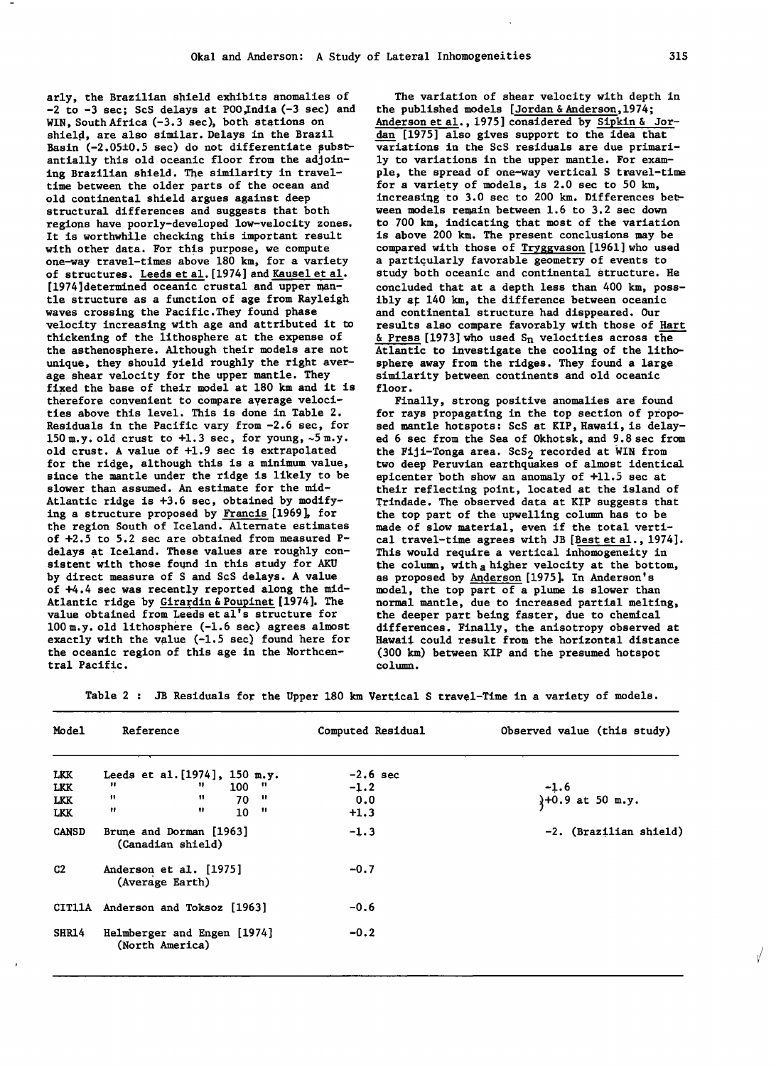arly, the Brazilian shield exhibits anomalies of -2 to -3 sec; ScS delays at POO,India (-3 sec) and WIN, South Africa (-3.3 sec), both stations on shield, are also similar. Delays in the Brazil Basin (-2.05±0.5 sec) do not differentiate substantially this old oceanic floor from the adjoining Brazilian shield. The similarity in travel-time between the older parts of the ocean and old continental shield argues against deep structural differences and suggests that both regions have poorly-developed low-velocity zones. It is worthwhile checking this important result with other data. For this purpose, we compute one-way travel-times above 180 km, for a variety of structures. Leeds et al. [1974] and Kausel et al. [1974] determined oceanic crustal and upper mantle structure as a function of age from Rayleigh waves crossing the Pacific. They found phase velocity increasing with age and attributed it to thickening of the lithosphere at the expense of the asthenosphere. Although their models are not unique, they should yield roughly the right average shear velocity for the upper mantle. They fixed the base of their model at 180 km and it is therefore convenient to compare average velocities above this level. This is done in Table 2. Residuals in the Pacific vary from -2.6 sec, for 150 m.y. old crust to +1.3 sec, for young, ~5 m.y. old crust. A value of +1.9 sec is extrapolated for the ridge, although this is a minimum value, since the mantle under the ridge is likely to be slower than assumed. An estimate for the mid-Atlantic ridge is +3.6 sec, obtained by modifying a structure proposed by Francis [1969], for the region South of Iceland. Alternate estimates of +2.5 to 5.2 sec are obtained from measured P-delays at Iceland. These values are roughly consistent with those found in this study for AKU by direct measure of S and ScS delays. A value of +4.4 sec was recently reported along the mid-Atlantic ridge by Girardin & Poupinet [1974]. The value obtained from Leeds et al's structure for 100 m.y. old lithosphere (-1.6 sec) agrees almost exactly with the value (-1.5 sec) found here for the oceanic region of this age in the Northcentral Pacific.

The variation of shear velocity with depth in the published models [Jordan & Anderson, 1974; Anderson et al., 1975] considered by Sipkin & Jordan [1975] also gives support to the idea that variations in the ScS residuals are due primarily to variations in the upper mantle. For example, the spread of one-way vertical S travel-time for a variety of models, is 2.0 sec to 50 km, increasing to 3.0 sec to 200 km. Differences between models remain between 1.6 to 3.2 sec down to 700 km, indicating that most of the variation is above 200 km. The present conclusions may be compared with those of Tryggvason [1961] who used a particularly favorable geometry of events to study both oceanic and continental structure. He concluded that at a depth less than 400 km, possibly at 140 km, the difference between oceanic and continental structure had disppeared. Our results also compare favorably with those of Hart & Press [1973] who used $S_n$ velocities across the Atlantic to investigate the cooling of the lithosphere away from the ridges. They found a large similarity between continents and old oceanic floor.

Finally, strong positive anomalies are found for rays propagating in the top section of proposed mantle hotspots: ScS at KIP, Hawaii, is delayed 6 sec from the Sea of Okhotsk, and 9.8 sec from the Fiji-Tonga area. $ScS_2$ recorded at WIN from two deep Peruvian earthquakes of almost identical epicenter both show an anomaly of +11.5 sec at their reflecting point, located at the island of Trindade. The observed data at KIP suggests that the top part of the upwelling column has to be made of slow material, even if the total vertical travel-time agrees with JB [Best et al., 1974]. This would require a vertical inhomogeneity in the column, with a higher velocity at the bottom, as proposed by Anderson [1975]. In Anderson's model, the top part of a plume is slower than normal mantle, due to increased partial melting, the deeper part being faster, due to chemical differences. Finally, the anisotropy observed at Hawaii could result from the horizontal distance (300 km) between KIP and the presumed hotspot column.

Table 2 : JB Residuals for the Upper 180 km Vertical S travel-Time in a variety of models.

| Model | Reference | Computed Residual | Observed value (this study) |
|---|---|---|---|
| LKK | Leeds et al. [1974], 150 m.y. | -2.6 sec | |
| LKK | " " 100 " | -1.2 | -1.6 |
| LKK | " " 70 " | 0.0 | +0.9 at 50 m.y. |
| LKK | " " 10 " | +1.3 | |
| CANSD | Brune and Dorman [1963] (Canadian shield) | -1.3 | -2. (Brazilian shield) |
| C2 | Anderson et al. [1975] (Average Earth) | -0.7 | |
| CIT11A | Anderson and Toksoz [1963] | -0.6 | |
| SHR14 | Helmberger and Engen [1974] (North America) | -0.2 | |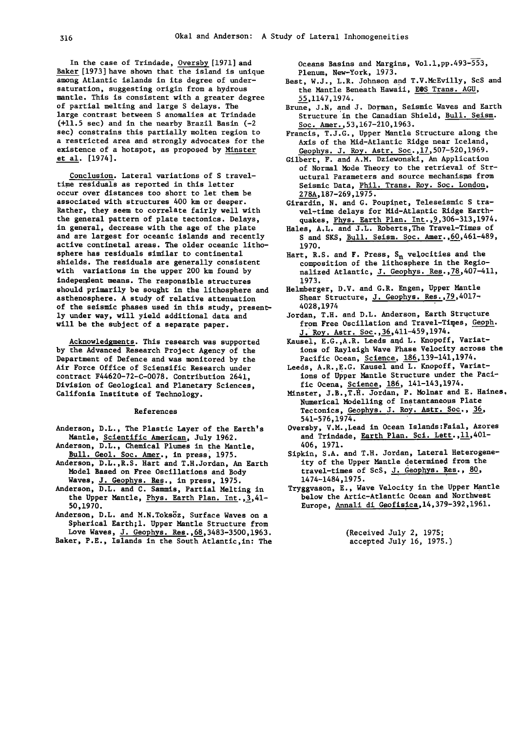In the case of Trindade, Oversby [1971] and Baker [1973] have shown that the island is unique among Atlantic islands in its degree of undersaturation, suggesting origin from a hydrous mantle. This is consistent with a greater degree of partial melting and large S delays. The large contrast between S anomalies at Trindade (+11.5 sec) and in the nearby Brazil Basin (-2 sec) constrains this partially molten region to a restricted area and strongly advocates for the existence of a hotspot, as proposed by Minster et al. [1974].

Conclusion. Lateral variations of S travel-time residuals as reported in this letter occur over distances too short to let them be associated with structures 400 km or deeper. Rather, they seem to correlate fairly well with the general pattern of plate tectonics. Delays, in general, decrease with the age of the plate and are largest for oceanic islands and recently active contineta1 areas. The older oceanic lithosphere has residuals similar to continental shields. The residuals are generally consistent with variations in the upper 200 km found by independent means. The responsible structures should primarily be sought in the lithosphere and asthenosphere. A study of relative attenuation of the seismic phases used in this study, presently under way, will yield additional data and will be the subject of a separate paper.

Acknowledgments. This research was supported by the Advanced Research Project Agency of the Department of Defence and was monitored by the Air Force Office of Sciensific Research under contract F44620-72-C-0078. Contribution 2641, Division of Geological and Planetary Sciences, Califonia Institute of Technology.

## References

Anderson, D.L., The Plastic Layer of the Earth's Mantle, Scientific American, July 1962.

Anderson, D.L., Chemical Plumes in the Mantle, Bull. Geol. Soc. Amer., in press, 1975.

Anderson, D.L.,R.S. Hart and T.H.Jordan, An Earth Model Based on Free Oscillations and Body Waves, J. Geophys. Res., in press, 1975.

Anderson, D.L. and C. Sammis, Partial Melting in the Upper Mantle, Phys. Earth Plan. Int.,3,41-50,1970.

Anderson, D.L. and M.N.Toksöz, Surface Waves on a Spherical Earth;1. Upper Mantle Structure from Love Waves, J. Geophys. Res.,68,3483-3500,1963.

Baker, P.E., Islands in the South Atlantic,in: The Oceans Basins and Margins, Vol.1,pp.493-553, Plenum, New-York, 1973.

Best, W.J., L.R. Johnson and T.V.McEvilly, ScS and the Mantle Beneath Hawaii, EOS Trans. AGU, 55,1147,1974.

Brune, J.N. and J. Dorman, Seismic Waves and Earth Structure in the Canadian Shield, Bull. Seism. Soc. Amer.,53,167-210,1963.

Francis, T.J.G., Upper Mantle Structure along the Axis of the Mid-Atlantic Ridge near Iceland, Geophys. J. Roy. Astr. Soc.,17,507-520,1969.

Gilbert, F. and A.M. Dziewonski, An Application of Normal Mode Theory to the retrieval of Structural Parameters and source mechanisms from Seismic Data, Phil. Trans. Roy. Soc. London, 278A,187-269,1975.

Girardin, N. and G. Poupinet, Teleseismic S travel-time delays for Mid-Atlantic Ridge Earthquakes, Phys. Earth Plan. Int.,9,306-313,1974.

Hales, A.L. and J.L. Roberts,The Travel-Times of S and SKS, Bull. Seism. Soc. Amer.,60,461-489, 1970.

Hart, R.S. and F. Press, $S_n$ velocities and the composition of the lithosphere in the Regionalized Atlantic, J. Geophys. Res.,78,407-411, 1973.

Helmberger, D.V. and G.R. Engen, Upper Mantle Shear Structure, J. Geophys. Res.,79,4017-4028,1974

Jordan, T.H. and D.L. Anderson, Earth Structure from Free Oscillation and Travel-Times, Geoph. J. Roy. Astr. Soc.,36,411-459,1974.

Kausel, E.G.,A.R. Leeds and L. Knopoff, Variations of Rayleigh Wave Phase Velocity across the Pacific Ocean, Science, 186,139-141,1974.

Leeds, A.R.,E.G. Kausel and L. Knopoff, Variations of Upper Mantle Structure under the Pacific Ocena, Science, 186, 141-143,1974.

Minster, J.B.,T.H. Jordan, P. Molnar and E. Haines, Numerical Modelling of Instantaneous Plate Tectonics, Geophys. J. Roy. Astr. Soc., 36, 541-576,1974.

Oversby, V.M.,Lead in Ocean Islands:Faial, Azores and Trindade, Earth Plan. Sci. Lett.,11,401-406, 1971.

Sipkin, S.A. and T.H. Jordan, Lateral Heterogeneity of the Upper Mantle determined from the travel-times of ScS, J. Geophys. Res., 80, 1474-1484,1975.

Tryggvason, E., Wave Velocity in the Upper Mantle below the Artic-Atlantic Ocean and Northwest Europe, Annali di Geofisica,14,379-392,1961.

(Received July 2, 1975; accepted July 16, 1975.)